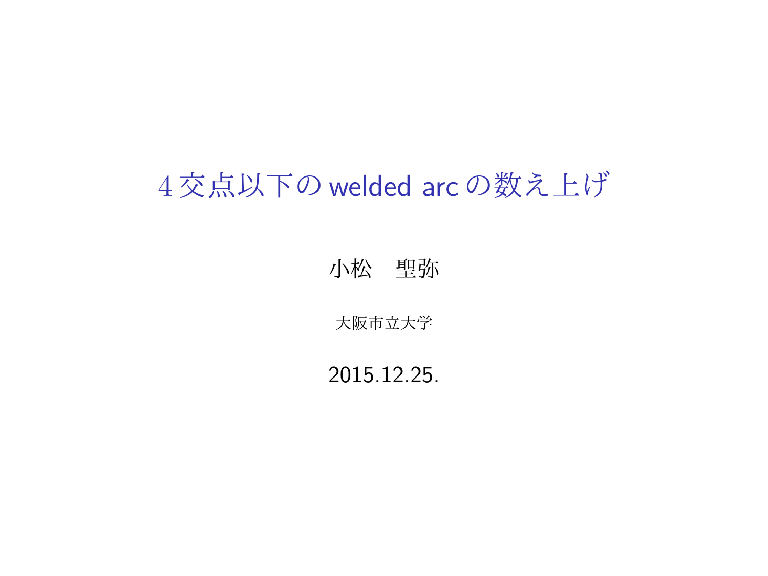# 4交点以下の welded arc の数え上げ

小松　聖弥

大阪市立大学

2015.12.25.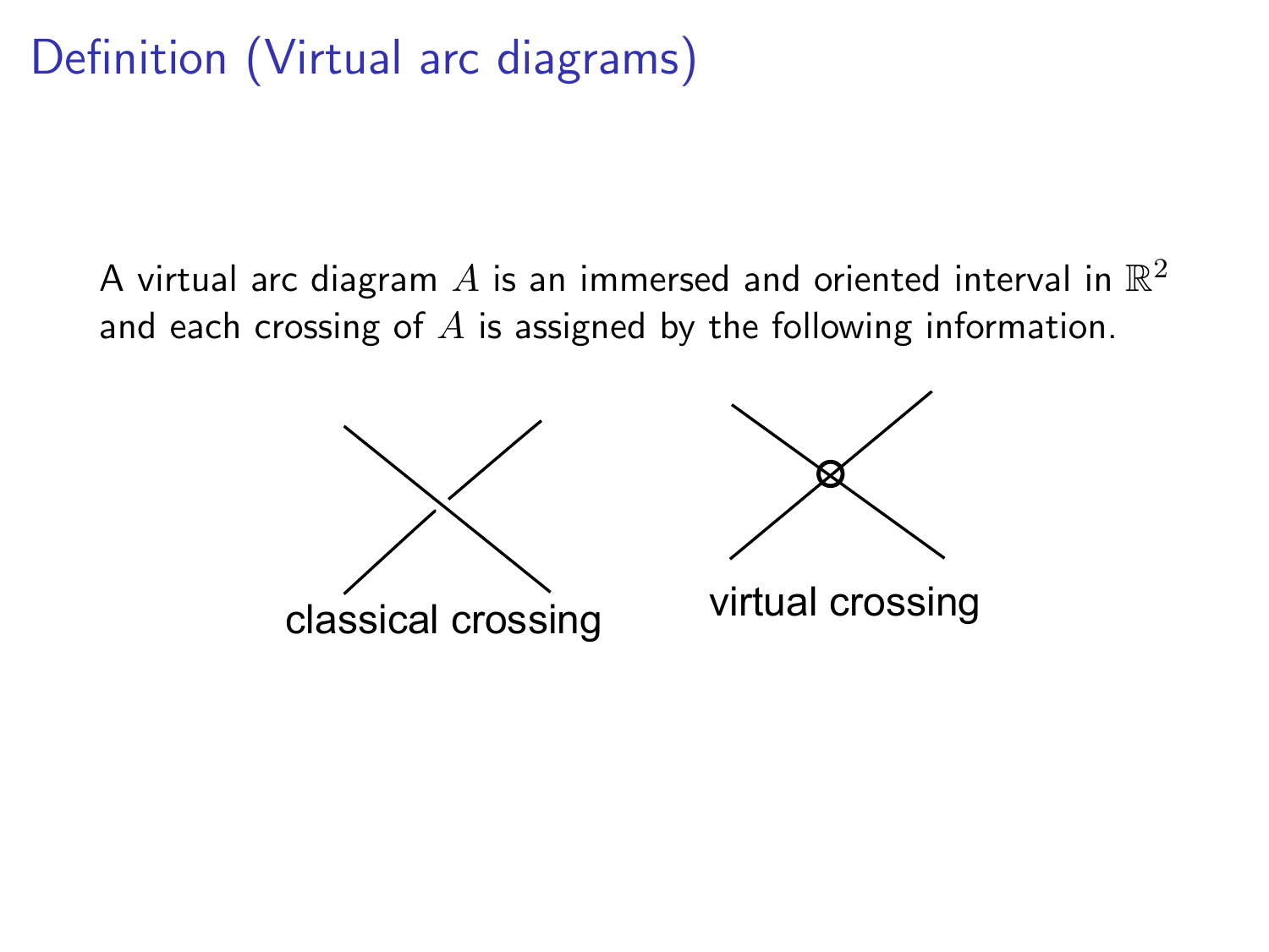# Definition (Virtual arc diagrams)

A virtual arc diagram $A$ is an immersed and oriented interval in $\mathbb{R}^2$ and each crossing of $A$ is assigned by the following information.

classical crossing

virtual crossing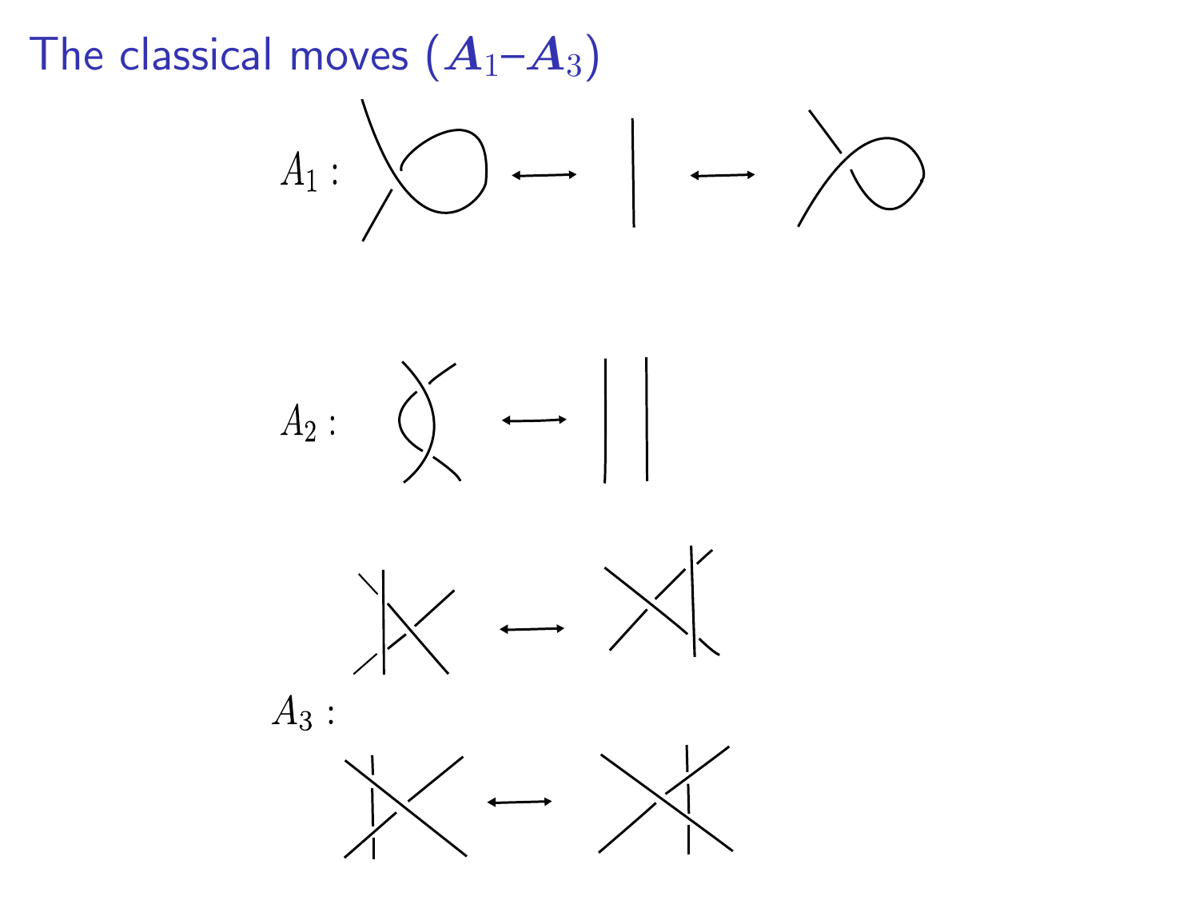# The classical moves ($A_1$–$A_3$)

$A_1$ :

$A_2$ :

$A_3$ :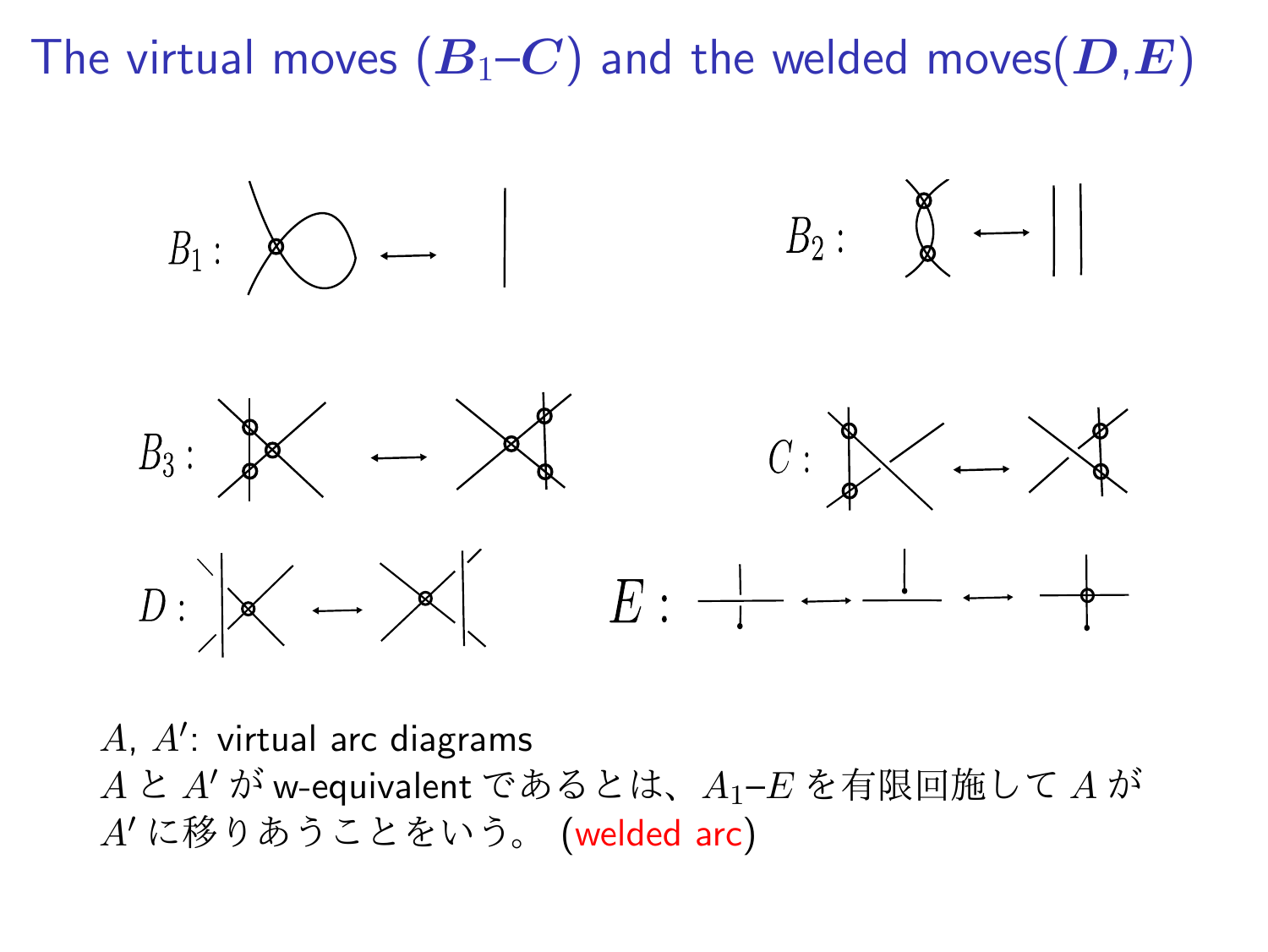# The virtual moves ($B_1$–$C$) and the welded moves($D$,$E$)

$B_1$ :

$B_2$ :

$B_3$ :

$C$ :

$D$ :

$E$ :

$A$, $A'$: virtual arc diagrams
$A$ と $A'$ が w-equivalent であるとは、$A_1$–$E$ を有限回施して $A$ が $A'$ に移りあうことをいう。 (welded arc)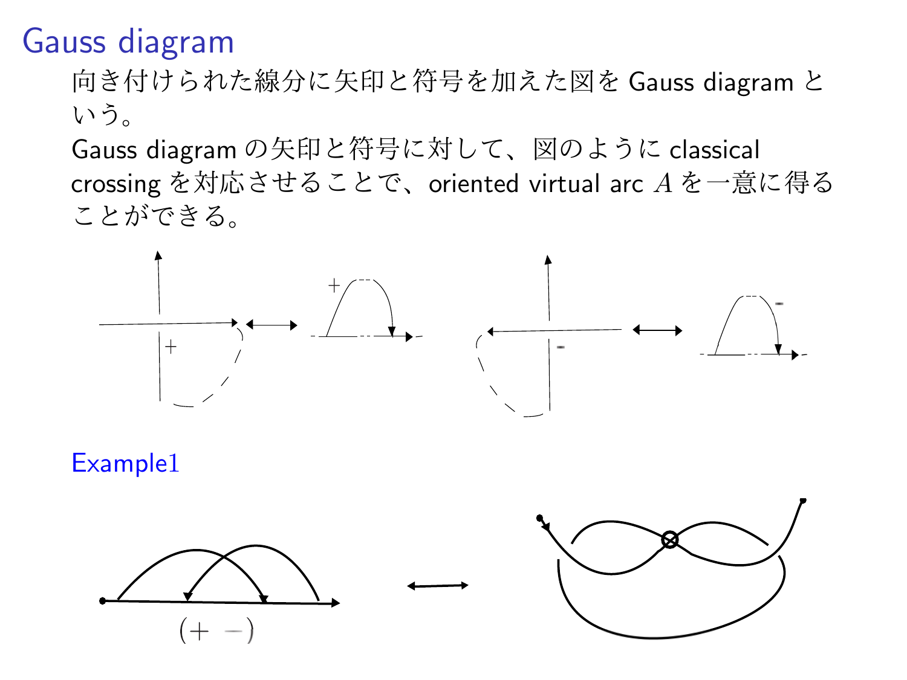# Gauss diagram

向き付けられた線分に矢印と符号を加えた図を Gauss diagram という。

Gauss diagram の矢印と符号に対して、図のように classical crossing を対応させることで、oriented virtual arc $A$ を一意に得ることができる。

Example1

$(+\ -)$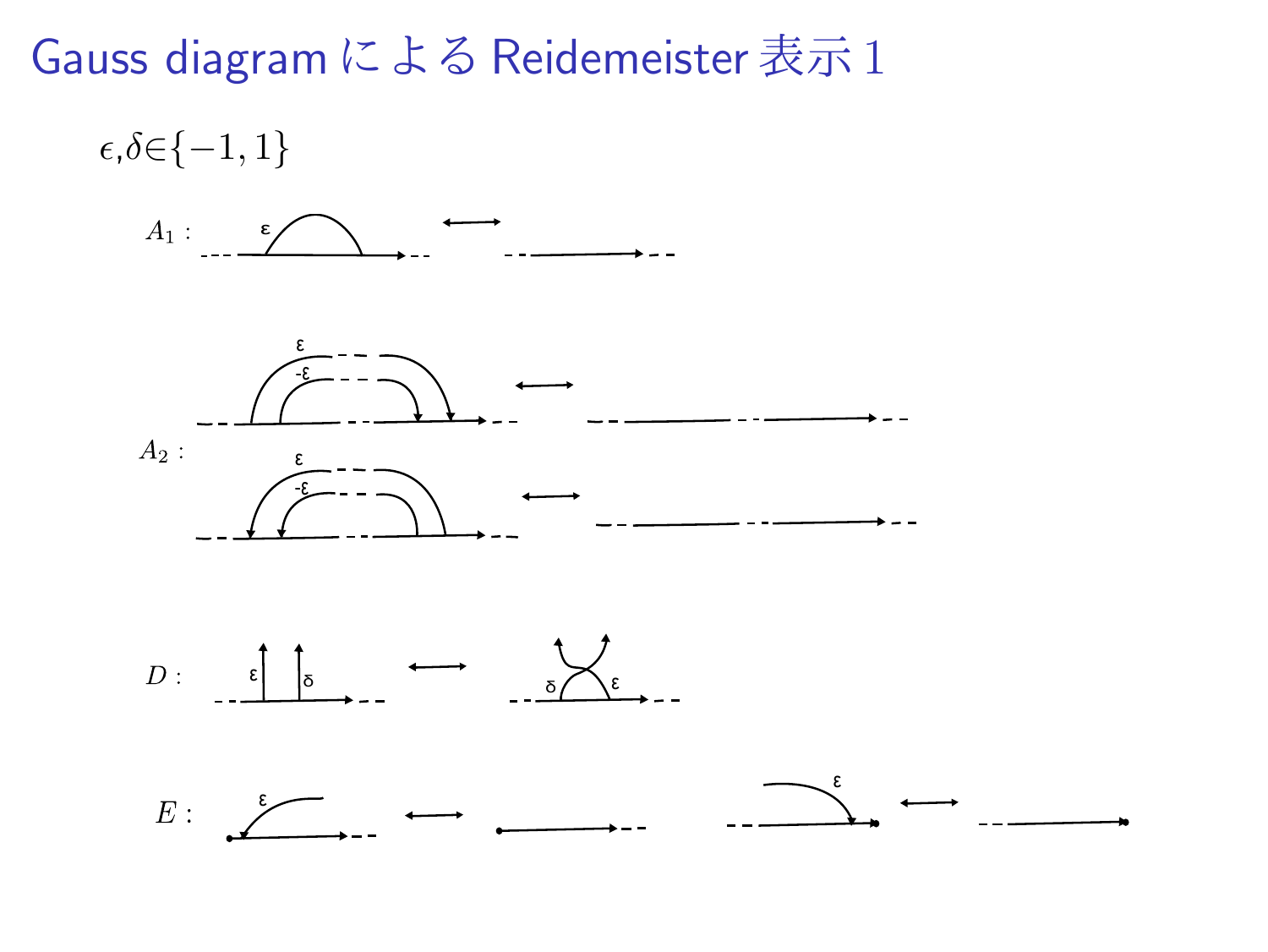# Gauss diagram による Reidemeister 表示 1

$\epsilon, \delta \in \{-1, 1\}$

$A_1$ : ε ⟷

$A_2$ : ε, -ε ⟷

ε, -ε ⟷

$D$ : ε δ ⟷ δ ε

$E$ : ε ⟷ ε ⟷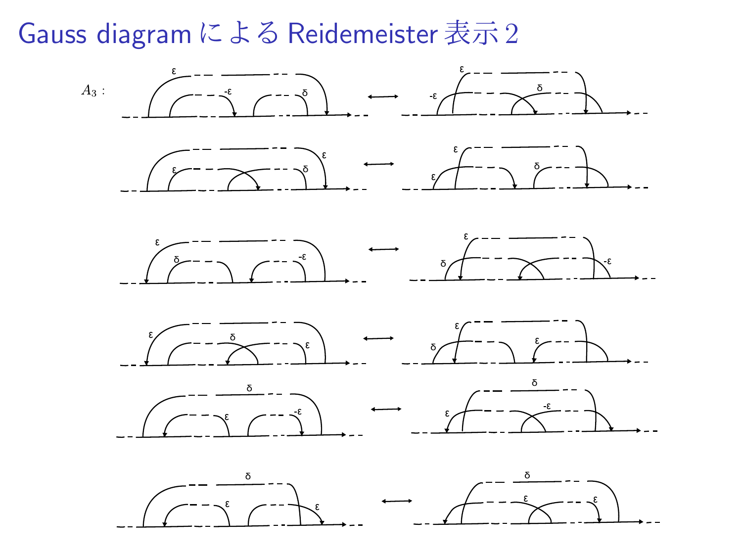# Gauss diagram による Reidemeister 表示 2

$A_3$ :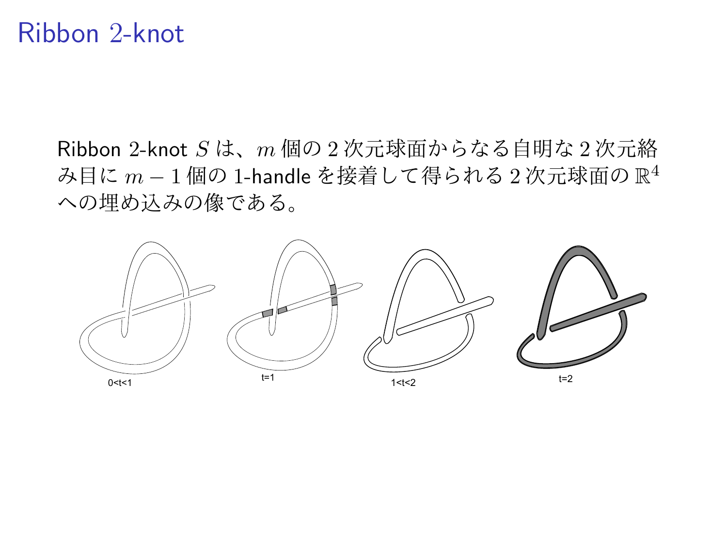# Ribbon 2-knot

Ribbon 2-knot $S$ は、$m$ 個の 2 次元球面からなる自明な 2 次元絡み目に $m-1$ 個の 1-handle を接着して得られる 2 次元球面の $\mathbb{R}^4$ への埋め込みの像である。

0<t<1　　t=1　　1<t<2　　t=2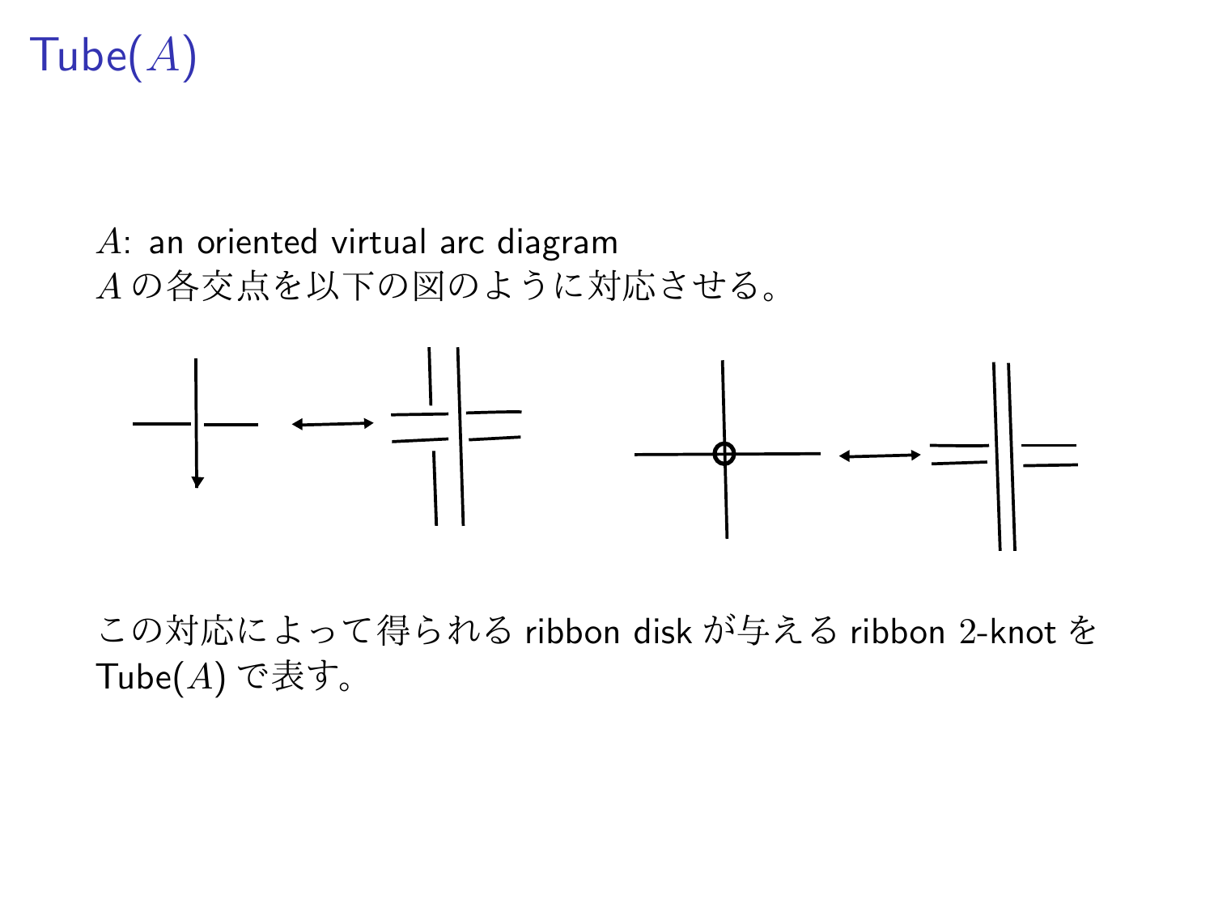# Tube($A$)

$A$: an oriented virtual arc diagram
$A$ の各交点を以下の図のように対応させる。

この対応によって得られる ribbon disk が与える ribbon 2-knot を Tube($A$) で表す。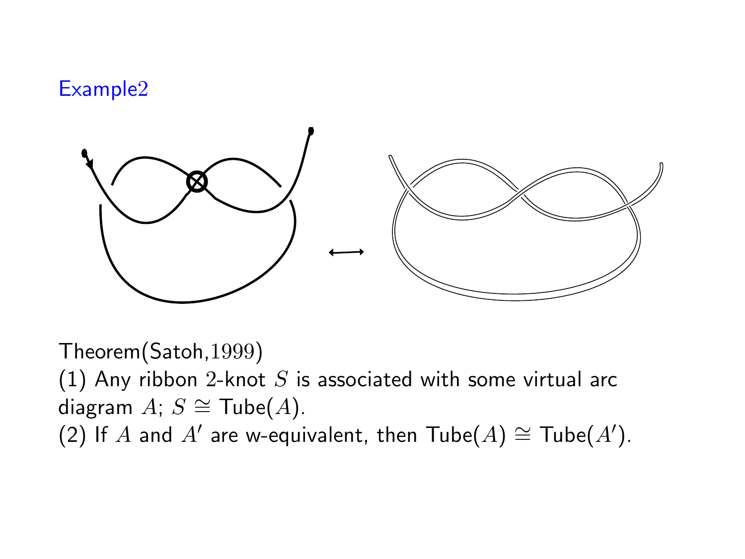Example2

Theorem(Satoh,$1999$)
(1) Any ribbon $2$-knot $S$ is associated with some virtual arc diagram $A$; $S \cong$ Tube$(A)$.
(2) If $A$ and $A'$ are w-equivalent, then Tube$(A) \cong$ Tube$(A')$.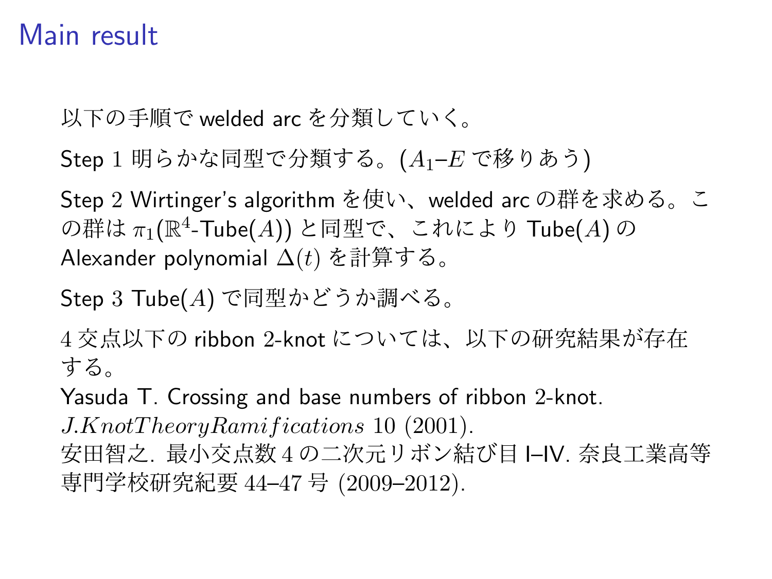# Main result

以下の手順で welded arc を分類していく。

Step 1 明らかな同型で分類する。($A_1$–$E$ で移りあう)

Step 2 Wirtinger's algorithm を使い、welded arc の群を求める。この群は $\pi_1(\mathbb{R}^4\text{-Tube}(A))$ と同型で、これにより Tube($A$) の Alexander polynomial $\Delta(t)$ を計算する。

Step 3 Tube($A$) で同型かどうか調べる。

4 交点以下の ribbon 2-knot については、以下の研究結果が存在する。
Yasuda T. Crossing and base numbers of ribbon 2-knot. *J.Knot Theory Ramifications* 10 (2001).
安田智之. 最小交点数 4 の二次元リボン結び目 I–IV. 奈良工業高等専門学校研究紀要 44–47 号 (2009–2012).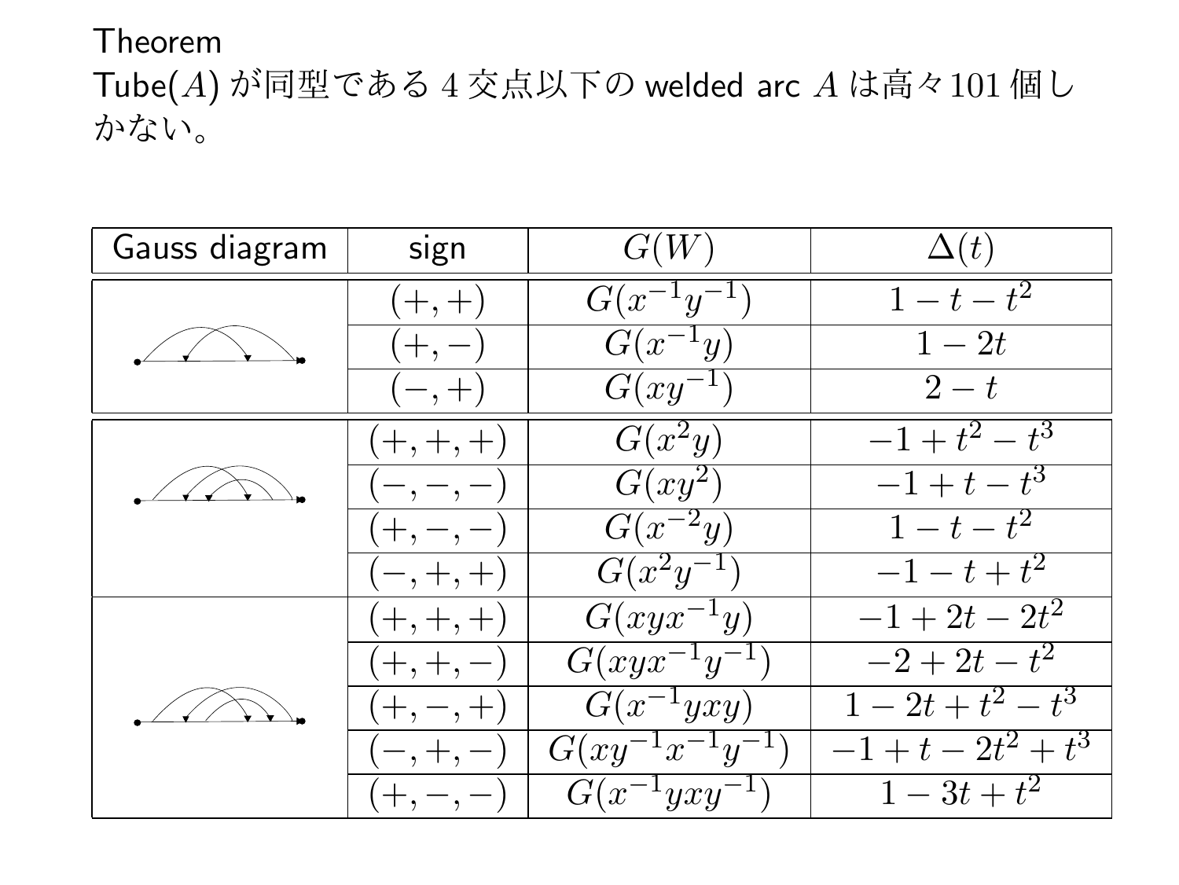**Theorem**

Tube($A$) が同型である 4 交点以下の welded arc $A$ は高々101 個しかない。

| Gauss diagram | sign | $G(W)$ | $\Delta(t)$ |
|---|---|---|---|
| | $(+,+)$ | $G(x^{-1}y^{-1})$ | $1-t-t^2$ |
| | $(+,-)$ | $G(x^{-1}y)$ | $1-2t$ |
| | $(-,+)$ | $G(xy^{-1})$ | $2-t$ |
| | $(+,+,+)$ | $G(x^2y)$ | $-1+t^2-t^3$ |
| | $(-,-,-)$ | $G(xy^2)$ | $-1+t-t^3$ |
| | $(+,-,-)$ | $G(x^{-2}y)$ | $1-t-t^2$ |
| | $(-,+,+)$ | $G(x^2y^{-1})$ | $-1-t+t^2$ |
| | $(+,+,+)$ | $G(xyx^{-1}y)$ | $-1+2t-2t^2$ |
| | $(+,+,-)$ | $G(xyx^{-1}y^{-1})$ | $-2+2t-t^2$ |
| | $(+,-,+)$ | $G(x^{-1}yxy)$ | $1-2t+t^2-t^3$ |
| | $(-,+,-)$ | $G(xy^{-1}x^{-1}y^{-1})$ | $-1+t-2t^2+t^3$ |
| | $(+,-,-)$ | $G(x^{-1}yxy^{-1})$ | $1-3t+t^2$ |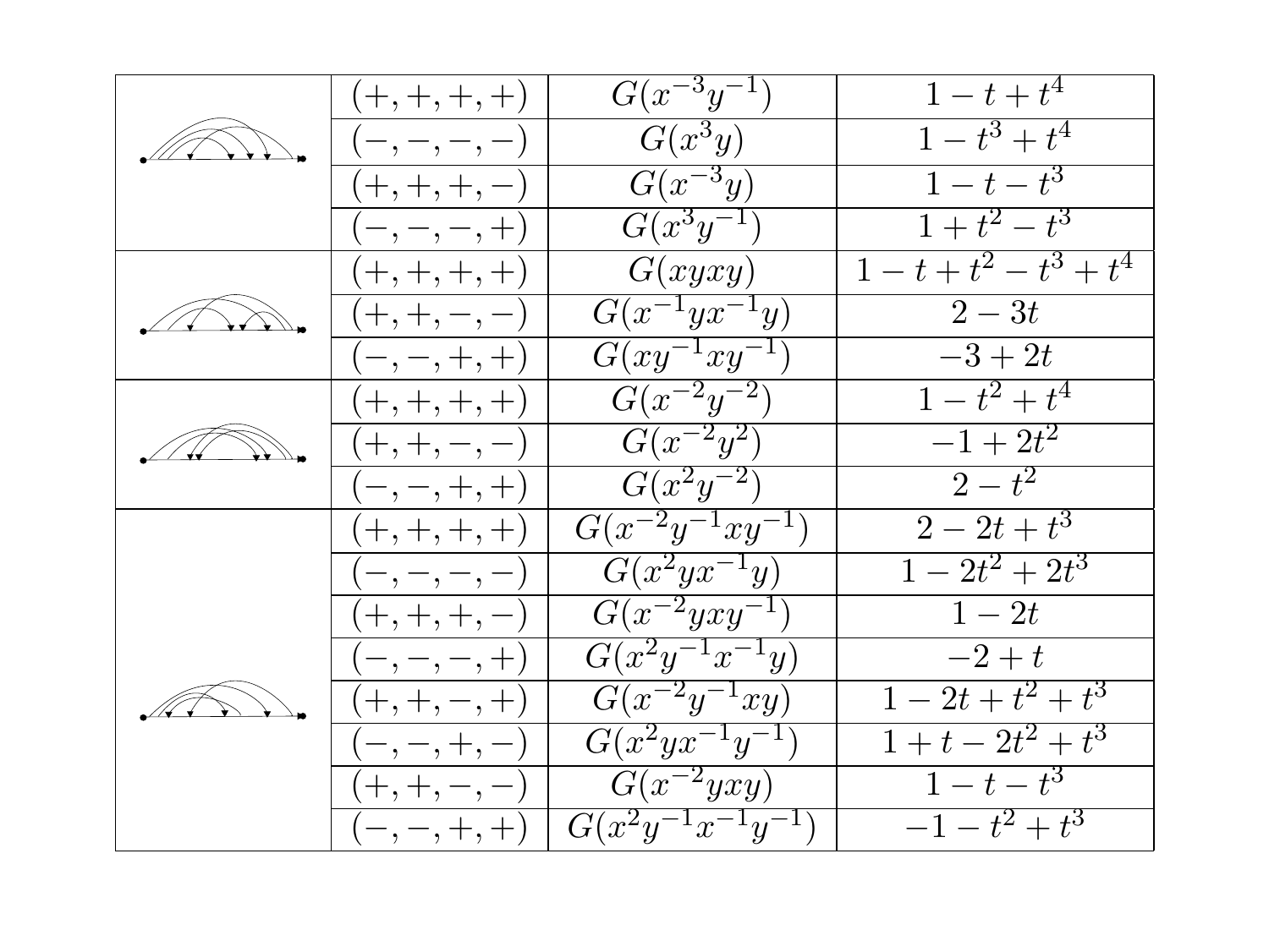| | | | |
|---|---|---|---|
| | $(+,+,+,+)$ | $G(x^{-3}y^{-1})$ | $1-t+t^4$ |
| | $(-,-,-,-)$ | $G(x^3y)$ | $1-t^3+t^4$ |
| | $(+,+,+,-)$ | $G(x^{-3}y)$ | $1-t-t^3$ |
| | $(-,-,-,+)$ | $G(x^3y^{-1})$ | $1+t^2-t^3$ |
| | $(+,+,+,+)$ | $G(xyxy)$ | $1-t+t^2-t^3+t^4$ |
| | $(+,+,-,-)$ | $G(x^{-1}yx^{-1}y)$ | $2-3t$ |
| | $(-,-,+,+)$ | $G(xy^{-1}xy^{-1})$ | $-3+2t$ |
| | $(+,+,+,+)$ | $G(x^{-2}y^{-2})$ | $1-t^2+t^4$ |
| | $(+,+,-,-)$ | $G(x^{-2}y^2)$ | $-1+2t^2$ |
| | $(-,-,+,+)$ | $G(x^2y^{-2})$ | $2-t^2$ |
| | $(+,+,+,+)$ | $G(x^{-2}y^{-1}xy^{-1})$ | $2-2t+t^3$ |
| | $(-,-,-,-)$ | $G(x^2yx^{-1}y)$ | $1-2t^2+2t^3$ |
| | $(+,+,+,-)$ | $G(x^{-2}yxy^{-1})$ | $1-2t$ |
| | $(-,-,-,+)$ | $G(x^2y^{-1}x^{-1}y)$ | $-2+t$ |
| | $(+,+,-,+)$ | $G(x^{-2}y^{-1}xy)$ | $1-2t+t^2+t^3$ |
| | $(-,-,+,-)$ | $G(x^2yx^{-1}y^{-1})$ | $1+t-2t^2+t^3$ |
| | $(+,+,-,-)$ | $G(x^{-2}yxy)$ | $1-t-t^3$ |
| | $(-,-,+,+)$ | $G(x^2y^{-1}x^{-1}y^{-1})$ | $-1-t^2+t^3$ |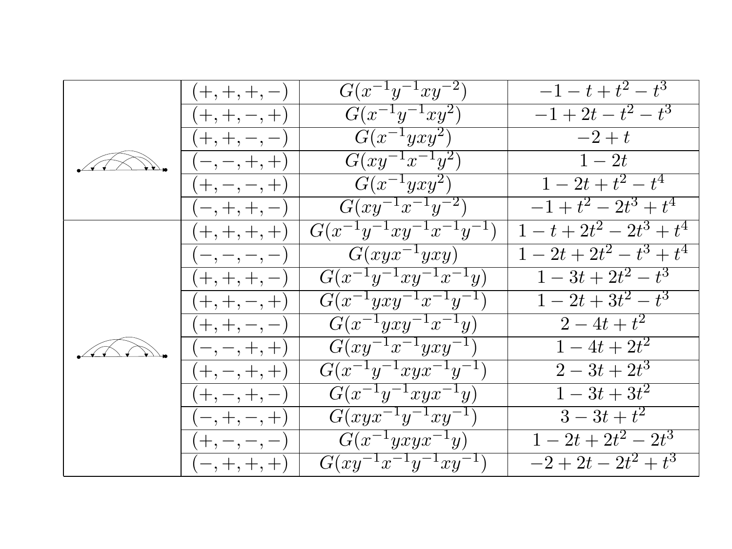| | | | |
|---|---|---|---|
| | $(+,+,+,-)$ | $G(x^{-1}y^{-1}xy^{-2})$ | $-1-t+t^2-t^3$ |
| | $(+,+,-,+)$ | $G(x^{-1}y^{-1}xy^{2})$ | $-1+2t-t^2-t^3$ |
| | $(+,+,-,-)$ | $G(x^{-1}yxy^{2})$ | $-2+t$ |
| | $(-,-,+,+)$ | $G(xy^{-1}x^{-1}y^{2})$ | $1-2t$ |
| | $(+,-,-,+)$ | $G(x^{-1}yxy^{2})$ | $1-2t+t^2-t^4$ |
| | $(-,+,+,-)$ | $G(xy^{-1}x^{-1}y^{-2})$ | $-1+t^2-2t^3+t^4$ |
| | $(+,+,+,+)$ | $G(x^{-1}y^{-1}xy^{-1}x^{-1}y^{-1})$ | $1-t+2t^2-2t^3+t^4$ |
| | $(-,-,-,-)$ | $G(xyx^{-1}yxy)$ | $1-2t+2t^2-t^3+t^4$ |
| | $(+,+,+,-)$ | $G(x^{-1}y^{-1}xy^{-1}x^{-1}y)$ | $1-3t+2t^2-t^3$ |
| | $(+,+,-,+)$ | $G(x^{-1}yxy^{-1}x^{-1}y^{-1})$ | $1-2t+3t^2-t^3$ |
| | $(+,+,-,-)$ | $G(x^{-1}yxy^{-1}x^{-1}y)$ | $2-4t+t^2$ |
| | $(-,-,+,+)$ | $G(xy^{-1}x^{-1}yxy^{-1})$ | $1-4t+2t^2$ |
| | $(+,-,+,+)$ | $G(x^{-1}y^{-1}xyx^{-1}y^{-1})$ | $2-3t+2t^3$ |
| | $(+,-,+,-)$ | $G(x^{-1}y^{-1}xyx^{-1}y)$ | $1-3t+3t^2$ |
| | $(-,+,-,+)$ | $G(xyx^{-1}y^{-1}xy^{-1})$ | $3-3t+t^2$ |
| | $(+,-,-,-)$ | $G(x^{-1}yxyx^{-1}y)$ | $1-2t+2t^2-2t^3$ |
| | $(-,+,+,+)$ | $G(xy^{-1}x^{-1}y^{-1}xy^{-1})$ | $-2+2t-2t^2+t^3$ |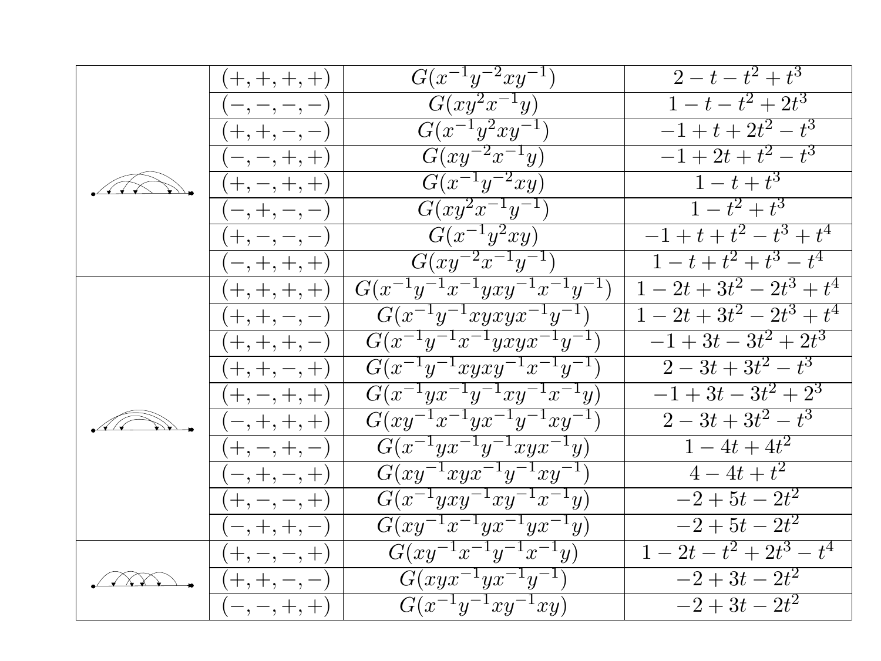| | | | |
|---|---|---|---|
| | $(+,+,+,+)$ | $G(x^{-1}y^{-2}xy^{-1})$ | $2-t-t^2+t^3$ |
| | $(-,-,-,-)$ | $G(xy^2x^{-1}y)$ | $1-t-t^2+2t^3$ |
| | $(+,+,-,-)$ | $G(x^{-1}y^2xy^{-1})$ | $-1+t+2t^2-t^3$ |
| | $(-,-,+,+)$ | $G(xy^{-2}x^{-1}y)$ | $-1+2t+t^2-t^3$ |
| | $(+,-,+,+)$ | $G(x^{-1}y^{-2}xy)$ | $1-t+t^3$ |
| | $(-,+,-,-)$ | $G(xy^2x^{-1}y^{-1})$ | $1-t^2+t^3$ |
| | $(+,-,-,-)$ | $G(x^{-1}y^2xy)$ | $-1+t+t^2-t^3+t^4$ |
| | $(-,+,+,+)$ | $G(xy^{-2}x^{-1}y^{-1})$ | $1-t+t^2+t^3-t^4$ |
| | $(+,+,+,+)$ | $G(x^{-1}y^{-1}x^{-1}yxy^{-1}x^{-1}y^{-1})$ | $1-2t+3t^2-2t^3+t^4$ |
| | $(+,+,-,-)$ | $G(x^{-1}y^{-1}xyxyx^{-1}y^{-1})$ | $1-2t+3t^2-2t^3+t^4$ |
| | $(+,+,+,-)$ | $G(x^{-1}y^{-1}x^{-1}yxyx^{-1}y^{-1})$ | $-1+3t-3t^2+2t^3$ |
| | $(+,+,-,+)$ | $G(x^{-1}y^{-1}xyxy^{-1}x^{-1}y^{-1})$ | $2-3t+3t^2-t^3$ |
| | $(+,-,+,+)$ | $G(x^{-1}yx^{-1}y^{-1}xy^{-1}x^{-1}y)$ | $-1+3t-3t^2+2^3$ |
| | $(-,+,+,+)$ | $G(xy^{-1}x^{-1}yx^{-1}y^{-1}xy^{-1})$ | $2-3t+3t^2-t^3$ |
| | $(+,-,+,-)$ | $G(x^{-1}yx^{-1}y^{-1}xyx^{-1}y)$ | $1-4t+4t^2$ |
| | $(-,+,-,+)$ | $G(xy^{-1}xyx^{-1}y^{-1}xy^{-1})$ | $4-4t+t^2$ |
| | $(+,-,-,+)$ | $G(x^{-1}yxy^{-1}xy^{-1}x^{-1}y)$ | $-2+5t-2t^2$ |
| | $(-,+,+,-)$ | $G(xy^{-1}x^{-1}yx^{-1}yx^{-1}y)$ | $-2+5t-2t^2$ |
| | $(+,-,-,+)$ | $G(xy^{-1}x^{-1}y^{-1}x^{-1}y)$ | $1-2t-t^2+2t^3-t^4$ |
| | $(+,+,-,-)$ | $G(xyx^{-1}yx^{-1}y^{-1})$ | $-2+3t-2t^2$ |
| | $(-,-,+,+)$ | $G(x^{-1}y^{-1}xy^{-1}xy)$ | $-2+3t-2t^2$ |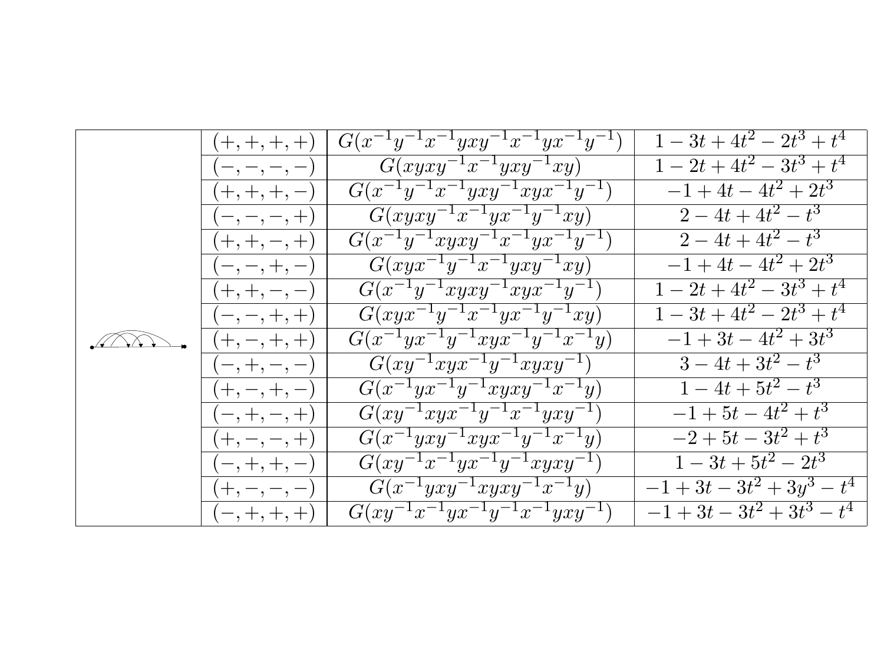| | | | |
|---|---|---|---|
| | $(+,+,+,+)$ | $G(x^{-1}y^{-1}x^{-1}yxy^{-1}x^{-1}yx^{-1}y^{-1})$ | $1-3t+4t^2-2t^3+t^4$ |
| | $(-,-,-,-)$ | $G(xyxy^{-1}x^{-1}yxy^{-1}xy)$ | $1-2t+4t^2-3t^3+t^4$ |
| | $(+,+,+,-)$ | $G(x^{-1}y^{-1}x^{-1}yxy^{-1}xyx^{-1}y^{-1})$ | $-1+4t-4t^2+2t^3$ |
| | $(-,-,-,+)$ | $G(xyxy^{-1}x^{-1}yx^{-1}y^{-1}xy)$ | $2-4t+4t^2-t^3$ |
| | $(+,+,-,+)$ | $G(x^{-1}y^{-1}xyxy^{-1}x^{-1}yx^{-1}y^{-1})$ | $2-4t+4t^2-t^3$ |
| | $(-,-,+,-)$ | $G(xyx^{-1}y^{-1}x^{-1}yxy^{-1}xy)$ | $-1+4t-4t^2+2t^3$ |
| | $(+,+,-,-)$ | $G(x^{-1}y^{-1}xyxy^{-1}xyx^{-1}y^{-1})$ | $1-2t+4t^2-3t^3+t^4$ |
| | $(-,-,+,+)$ | $G(xyx^{-1}y^{-1}x^{-1}yx^{-1}y^{-1}xy)$ | $1-3t+4t^2-2t^3+t^4$ |
| | $(+,-,+,+)$ | $G(x^{-1}yx^{-1}y^{-1}xyx^{-1}y^{-1}x^{-1}y)$ | $-1+3t-4t^2+3t^3$ |
| | $(-,+,-,-)$ | $G(xy^{-1}xyx^{-1}y^{-1}xyxy^{-1})$ | $3-4t+3t^2-t^3$ |
| | $(+,-,+,-)$ | $G(x^{-1}yx^{-1}y^{-1}xyxy^{-1}x^{-1}y)$ | $1-4t+5t^2-t^3$ |
| | $(-,+,-,+)$ | $G(xy^{-1}xyx^{-1}y^{-1}x^{-1}yxy^{-1})$ | $-1+5t-4t^2+t^3$ |
| | $(+,-,-,+)$ | $G(x^{-1}yxy^{-1}xyx^{-1}y^{-1}x^{-1}y)$ | $-2+5t-3t^2+t^3$ |
| | $(-,+,+,-)$ | $G(xy^{-1}x^{-1}yx^{-1}y^{-1}xyxy^{-1})$ | $1-3t+5t^2-2t^3$ |
| | $(+,-,-,-)$ | $G(x^{-1}yxy^{-1}xyxy^{-1}x^{-1}y)$ | $-1+3t-3t^2+3y^3-t^4$ |
| | $(-,+,+,+)$ | $G(xy^{-1}x^{-1}yx^{-1}y^{-1}x^{-1}yxy^{-1})$ | $-1+3t-3t^2+3t^3-t^4$ |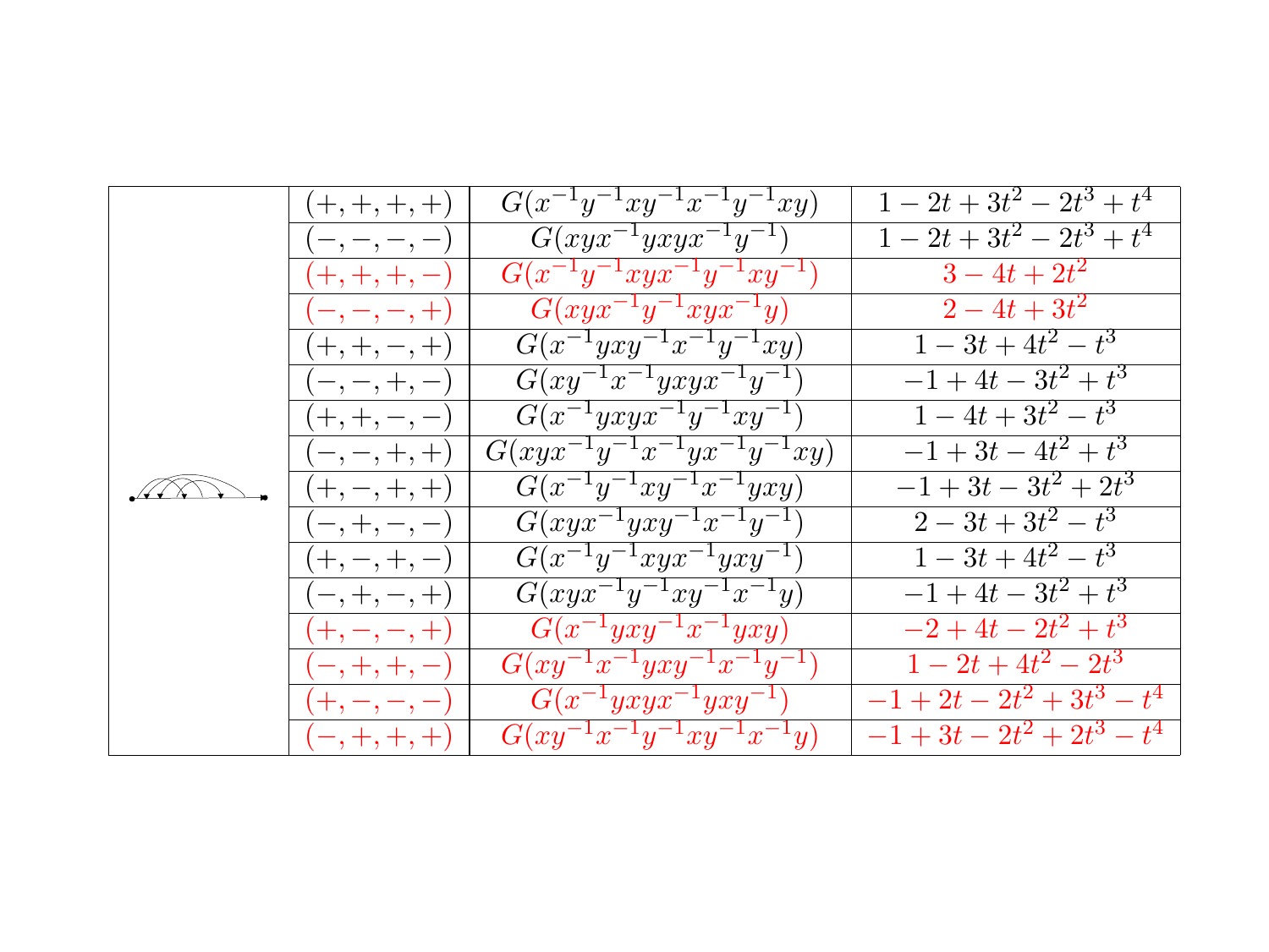| | | | |
|---|---|---|---|
| | $(+,+,+,+)$ | $G(x^{-1}y^{-1}xy^{-1}x^{-1}y^{-1}xy)$ | $1-2t+3t^2-2t^3+t^4$ |
| | $(-,-,-,-)$ | $G(xyx^{-1}yxyx^{-1}y^{-1})$ | $1-2t+3t^2-2t^3+t^4$ |
| | $(+,+,+,-)$ | $G(x^{-1}y^{-1}xyx^{-1}y^{-1}xy^{-1})$ | $3-4t+2t^2$ |
| | $(-,-,-,+)$ | $G(xyx^{-1}y^{-1}xyx^{-1}y)$ | $2-4t+3t^2$ |
| | $(+,+,-,+)$ | $G(x^{-1}yxy^{-1}x^{-1}y^{-1}xy)$ | $1-3t+4t^2-t^3$ |
| | $(-,-,+,-)$ | $G(xy^{-1}x^{-1}yxyx^{-1}y^{-1})$ | $-1+4t-3t^2+t^3$ |
| | $(+,+,-,-)$ | $G(x^{-1}yxyx^{-1}y^{-1}xy^{-1})$ | $1-4t+3t^2-t^3$ |
| | $(-,-,+,+)$ | $G(xyx^{-1}y^{-1}x^{-1}yx^{-1}y^{-1}xy)$ | $-1+3t-4t^2+t^3$ |
| | $(+,-,+,+)$ | $G(x^{-1}y^{-1}xy^{-1}x^{-1}yxy)$ | $-1+3t-3t^2+2t^3$ |
| | $(-,+,-,-)$ | $G(xyx^{-1}yxy^{-1}x^{-1}y^{-1})$ | $2-3t+3t^2-t^3$ |
| | $(+,-,+,-)$ | $G(x^{-1}y^{-1}xyx^{-1}yxy^{-1})$ | $1-3t+4t^2-t^3$ |
| | $(-,+,-,+)$ | $G(xyx^{-1}y^{-1}xy^{-1}x^{-1}y)$ | $-1+4t-3t^2+t^3$ |
| | $(+,-,-,+)$ | $G(x^{-1}yxy^{-1}x^{-1}yxy)$ | $-2+4t-2t^2+t^3$ |
| | $(-,+,+,-)$ | $G(xy^{-1}x^{-1}yxy^{-1}x^{-1}y^{-1})$ | $1-2t+4t^2-2t^3$ |
| | $(+,-,-,-)$ | $G(x^{-1}yxyx^{-1}yxy^{-1})$ | $-1+2t-2t^2+3t^3-t^4$ |
| | $(-,+,+,+)$ | $G(xy^{-1}x^{-1}y^{-1}xy^{-1}x^{-1}y)$ | $-1+3t-2t^2+2t^3-t^4$ |